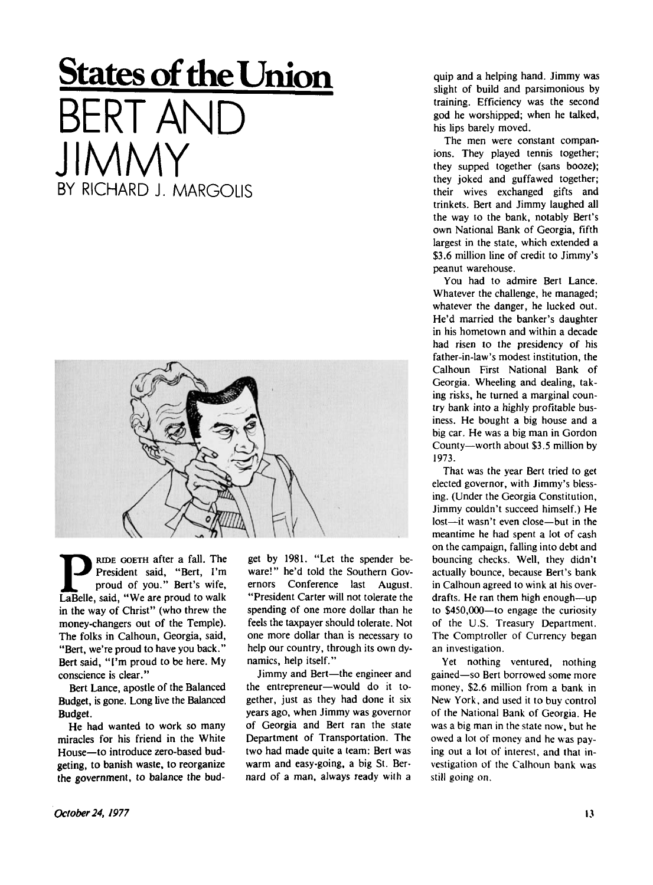# States of the Union

## BERT AND JIMMY

### BY RICHARD J. MARGOLIS

PRIDE GOETH after a fall. The President said, "Bert, I'm proud of you." Bert's wife, LaBelle, said, "We are proud to walk in the way of Christ" (who threw the money-changers out of the Temple). The folks in Calhoun, Georgia, said, "Bert, we're proud to have you back." Bert said, "I'm proud to be here. My conscience is clear."

Bert Lance, apostle of the Balanced Budget, is gone. Long live the Balanced Budget.

He had wanted to work so many miracles for his friend in the White House—to introduce zero-based budgeting, to banish waste, to reorganize the government, to balance the budget by 1981. "Let the spender beware!" he'd told the Southern Governors Conference last August. "President Carter will not tolerate the spending of one more dollar than he feels the taxpayer should tolerate. Not one more dollar than is necessary to help our country, through its own dynamics, help itself."

Jimmy and Bert—the engineer and the entrepreneur—would do it together, just as they had done it six years ago, when Jimmy was governor of Georgia and Bert ran the state Department of Transportation. The two had made quite a team: Bert was warm and easy-going, a big St. Bernard of a man, always ready with a quip and a helping hand. Jimmy was slight of build and parsimonious by training. Efficiency was the second god he worshipped; when he talked, his lips barely moved.

The men were constant companions. They played tennis together; they supped together (sans booze); they joked and guffawed together; their wives exchanged gifts and trinkets. Bert and Jimmy laughed all the way to the bank, notably Bert's own National Bank of Georgia, fifth largest in the state, which extended a $3.6 million line of credit to Jimmy's peanut warehouse.

You had to admire Bert Lance. Whatever the challenge, he managed; whatever the danger, he lucked out. He'd married the banker's daughter in his hometown and within a decade had risen to the presidency of his father-in-law's modest institution, the Calhoun First National Bank of Georgia. Wheeling and dealing, taking risks, he turned a marginal country bank into a highly profitable business. He bought a big house and a big car. He was a big man in Gordon County—worth about $3.5 million by 1973.

That was the year Bert tried to get elected governor, with Jimmy's blessing. (Under the Georgia Constitution, Jimmy couldn't succeed himself.) He lost—it wasn't even close—but in the meantime he had spent a lot of cash on the campaign, falling into debt and bouncing checks. Well, they didn't actually bounce, because Bert's bank in Calhoun agreed to wink at his overdrafts. He ran them high enough—up to $450,000—to engage the curiosity of the U.S. Treasury Department. The Comptroller of Currency began an investigation.

Yet nothing ventured, nothing gained—so Bert borrowed some more money, $2.6 million from a bank in New York, and used it to buy control of the National Bank of Georgia. He was a big man in the state now, but he owed a lot of money and he was paying out a lot of interest, and that investigation of the Calhoun bank was still going on.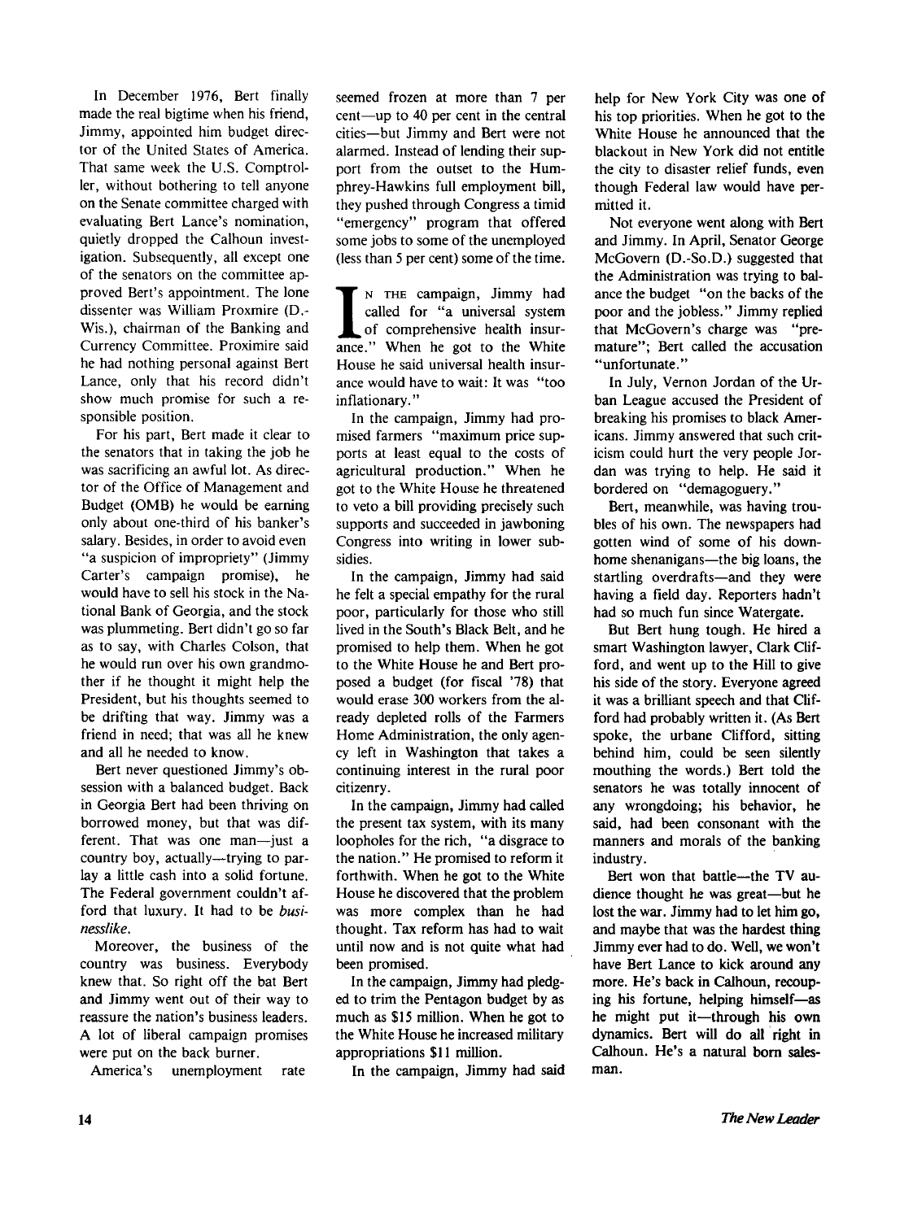In December 1976, Bert finally made the real bigtime when his friend, Jimmy, appointed him budget director of the United States of America. That same week the U.S. Comptroller, without bothering to tell anyone on the Senate committee charged with evaluating Bert Lance's nomination, quietly dropped the Calhoun investigation. Subsequently, all except one of the senators on the committee approved Bert's appointment. The lone dissenter was William Proxmire (D.-Wis.), chairman of the Banking and Currency Committee. Proxmire said he had nothing personal against Bert Lance, only that his record didn't show much promise for such a responsible position.

For his part, Bert made it clear to the senators that in taking the job he was sacrificing an awful lot. As director of the Office of Management and Budget (OMB) he would be earning only about one-third of his banker's salary. Besides, in order to avoid even "a suspicion of impropriety" (Jimmy Carter's campaign promise), he would have to sell his stock in the National Bank of Georgia, and the stock was plummeting. Bert didn't go so far as to say, with Charles Colson, that he would run over his own grandmother if he thought it might help the President, but his thoughts seemed to be drifting that way. Jimmy was a friend in need; that was all he knew and all he needed to know.

Bert never questioned Jimmy's obsession with a balanced budget. Back in Georgia Bert had been thriving on borrowed money, but that was different. That was one man—just a country boy, actually—trying to parlay a little cash into a solid fortune. The Federal government couldn't afford that luxury. It had to be *businesslike.*

Moreover, the business of the country was business. Everybody knew that. So right off the bat Bert and Jimmy went out of their way to reassure the nation's business leaders. A lot of liberal campaign promises were put on the back burner.

America's unemployment rate seemed frozen at more than 7 per cent—up to 40 per cent in the central cities—but Jimmy and Bert were not alarmed. Instead of lending their support from the outset to the Humphrey-Hawkins full employment bill, they pushed through Congress a timid "emergency" program that offered some jobs to some of the unemployed (less than 5 per cent) some of the time.

In the campaign, Jimmy had called for "a universal system of comprehensive health insurance." When he got to the White House he said universal health insurance would have to wait: It was "too inflationary."

In the campaign, Jimmy had promised farmers "maximum price supports at least equal to the costs of agricultural production." When he got to the White House he threatened to veto a bill providing precisely such supports and succeeded in jawboning Congress into writing in lower subsidies.

In the campaign, Jimmy had said he felt a special empathy for the rural poor, particularly for those who still lived in the South's Black Belt, and he promised to help them. When he got to the White House he and Bert proposed a budget (for fiscal '78) that would erase 300 workers from the already depleted rolls of the Farmers Home Administration, the only agency left in Washington that takes a continuing interest in the rural poor citizenry.

In the campaign, Jimmy had called the present tax system, with its many loopholes for the rich, "a disgrace to the nation." He promised to reform it forthwith. When he got to the White House he discovered that the problem was more complex than he had thought. Tax reform has had to wait until now and is not quite what had been promised.

In the campaign, Jimmy had pledged to trim the Pentagon budget by as much as $15 million. When he got to the White House he increased military appropriations $11 million.

In the campaign, Jimmy had said help for New York City was one of his top priorities. When he got to the White House he announced that the blackout in New York did not entitle the city to disaster relief funds, even though Federal law would have permitted it.

Not everyone went along with Bert and Jimmy. In April, Senator George McGovern (D.-So.D.) suggested that the Administration was trying to balance the budget "on the backs of the poor and the jobless." Jimmy replied that McGovern's charge was "premature"; Bert called the accusation "unfortunate."

In July, Vernon Jordan of the Urban League accused the President of breaking his promises to black Americans. Jimmy answered that such criticism could hurt the very people Jordan was trying to help. He said it bordered on "demagoguery."

Bert, meanwhile, was having troubles of his own. The newspapers had gotten wind of some of his down-home shenanigans—the big loans, the startling overdrafts—and they were having a field day. Reporters hadn't had so much fun since Watergate.

But Bert hung tough. He hired a smart Washington lawyer, Clark Clifford, and went up to the Hill to give his side of the story. Everyone agreed it was a brilliant speech and that Clifford had probably written it. (As Bert spoke, the urbane Clifford, sitting behind him, could be seen silently mouthing the words.) Bert told the senators he was totally innocent of any wrongdoing; his behavior, he said, had been consonant with the manners and morals of the banking industry.

Bert won that battle—the TV audience thought he was great—but he lost the war. Jimmy had to let him go, and maybe that was the hardest thing Jimmy ever had to do. Well, we won't have Bert Lance to kick around any more. He's back in Calhoun, recouping his fortune, helping himself—as he might put it—through his own dynamics. Bert will do all right in Calhoun. He's a natural born salesman.